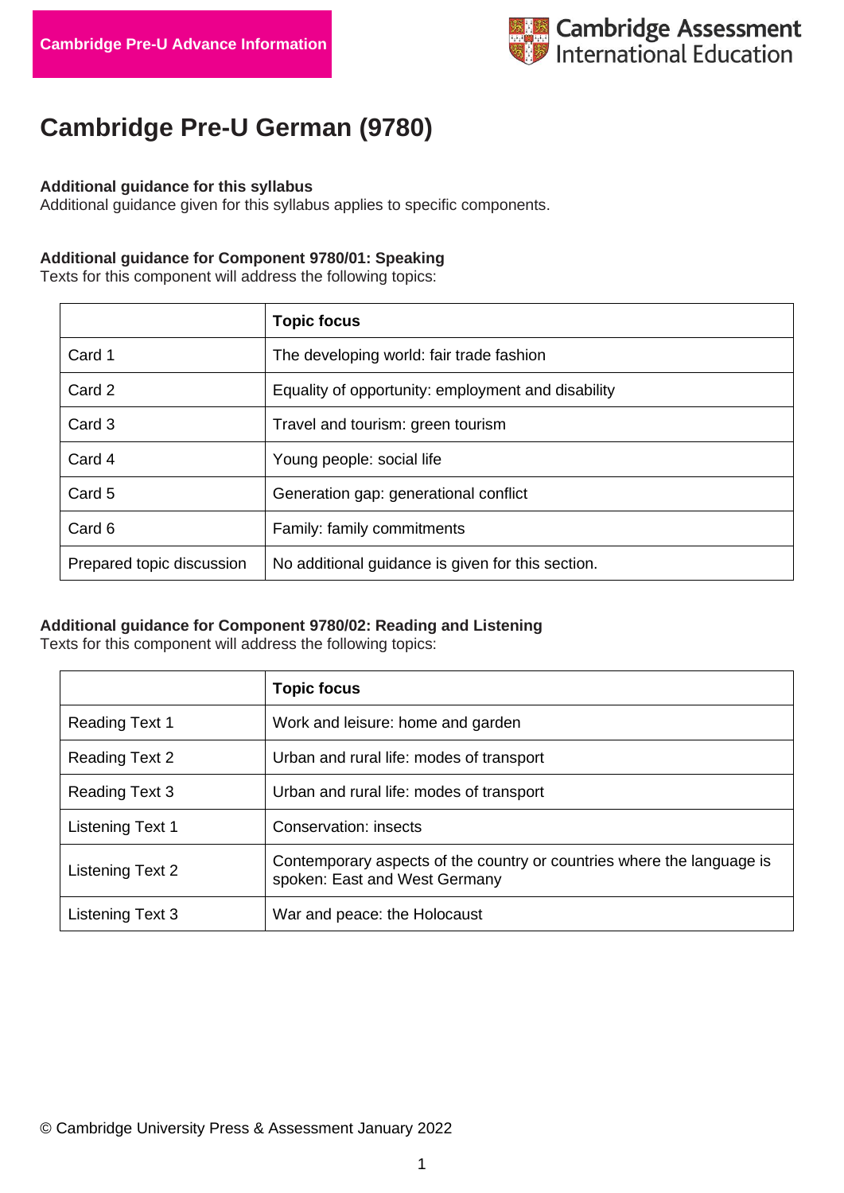Cambridge Pre-U Advance Information

Cambridge Assessment International Education

# Cambridge Pre-U German (9780)

**Additional guidance for this syllabus**
Additional guidance given for this syllabus applies to specific components.

**Additional guidance for Component 9780/01: Speaking**
Texts for this component will address the following topics:

| | **Topic focus** |
|---|---|
| Card 1 | The developing world: fair trade fashion |
| Card 2 | Equality of opportunity: employment and disability |
| Card 3 | Travel and tourism: green tourism |
| Card 4 | Young people: social life |
| Card 5 | Generation gap: generational conflict |
| Card 6 | Family: family commitments |
| Prepared topic discussion | No additional guidance is given for this section. |

**Additional guidance for Component 9780/02: Reading and Listening**
Texts for this component will address the following topics:

| | **Topic focus** |
|---|---|
| Reading Text 1 | Work and leisure: home and garden |
| Reading Text 2 | Urban and rural life: modes of transport |
| Reading Text 3 | Urban and rural life: modes of transport |
| Listening Text 1 | Conservation: insects |
| Listening Text 2 | Contemporary aspects of the country or countries where the language is spoken: East and West Germany |
| Listening Text 3 | War and peace: the Holocaust |

© Cambridge University Press & Assessment January 2022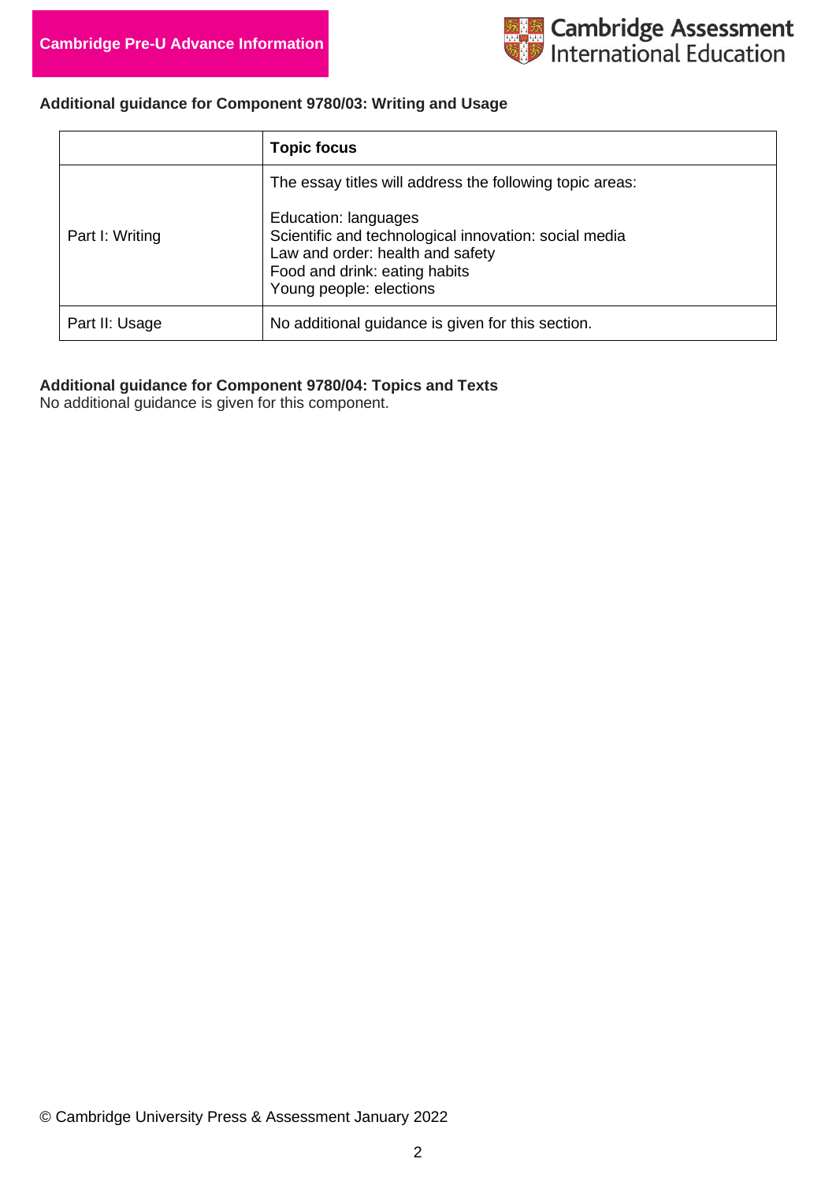**Additional guidance for Component 9780/03: Writing and Usage**

| | Topic focus |
|---|---|
| Part I: Writing | The essay titles will address the following topic areas:<br><br>Education: languages<br>Scientific and technological innovation: social media<br>Law and order: health and safety<br>Food and drink: eating habits<br>Young people: elections |
| Part II: Usage | No additional guidance is given for this section. |

**Additional guidance for Component 9780/04: Topics and Texts**

No additional guidance is given for this component.

© Cambridge University Press & Assessment January 2022